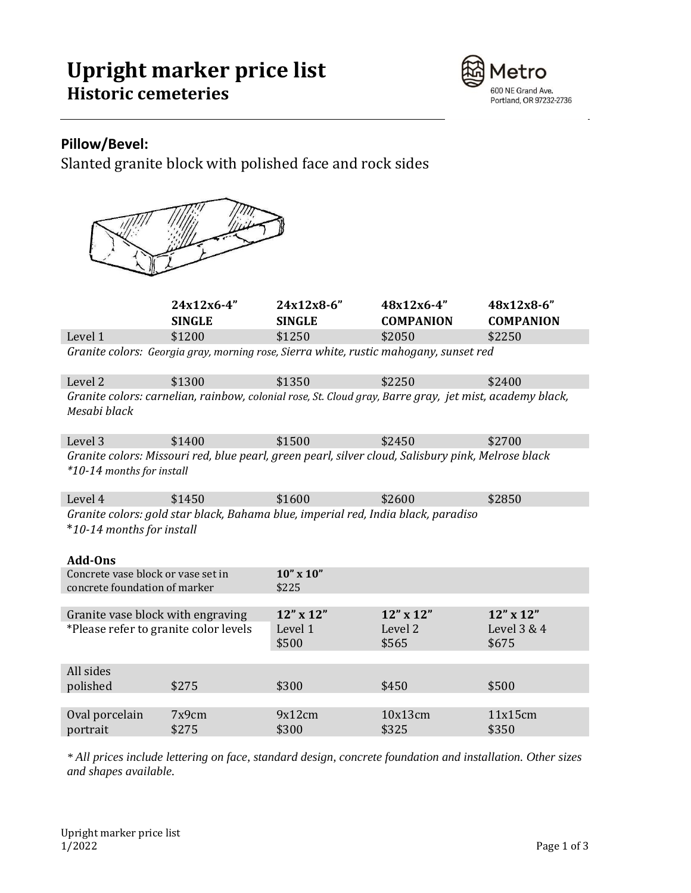# Upright marker price list
## Historic cemeteries

Metro
600 NE Grand Ave.
Portland, OR 97232-2736

### Pillow/Bevel:

Slanted granite block with polished face and rock sides

| | 24x12x6-4" SINGLE | 24x12x8-6" SINGLE | 48x12x6-4" COMPANION | 48x12x8-6" COMPANION |
|---|---|---|---|---|
| Level 1 | $1200 | $1250 | $2050 | $2250 |

*Granite colors: Georgia gray, morning rose, Sierra white, rustic mahogany, sunset red*

| | | | | |
|---|---|---|---|---|
| Level 2 | $1300 | $1350 | $2250 | $2400 |

*Granite colors: carnelian, rainbow, colonial rose, St. Cloud gray, Barre gray, jet mist, academy black, Mesabi black*

| | | | | |
|---|---|---|---|---|
| Level 3 | $1400 | $1500 | $2450 | $2700 |

*Granite colors: Missouri red, blue pearl, green pearl, silver cloud, Salisbury pink, Melrose black*
**10-14 months for install*

| | | | | |
|---|---|---|---|---|
| Level 4 | $1450 | $1600 | $2600 | $2850 |

*Granite colors: gold star black, Bahama blue, imperial red, India black, paradiso*
**10-14 months for install*

**Add-Ons**

| | | | | |
|---|---|---|---|---|
| Concrete vase block or vase set in concrete foundation of marker | | **10" x 10"** $225 | | |
| Granite vase block with engraving *Please refer to granite color levels | | **12" x 12"** Level 1 $500 | **12" x 12"** Level 2 $565 | **12" x 12"** Level 3 & 4 $675 |
| All sides polished | $275 | $300 | $450 | $500 |
| Oval porcelain portrait | 7x9cm $275 | 9x12cm $300 | 10x13cm $325 | 11x15cm $350 |

*\* All prices include lettering on face, standard design, concrete foundation and installation. Other sizes and shapes available.*

Upright marker price list
1/2022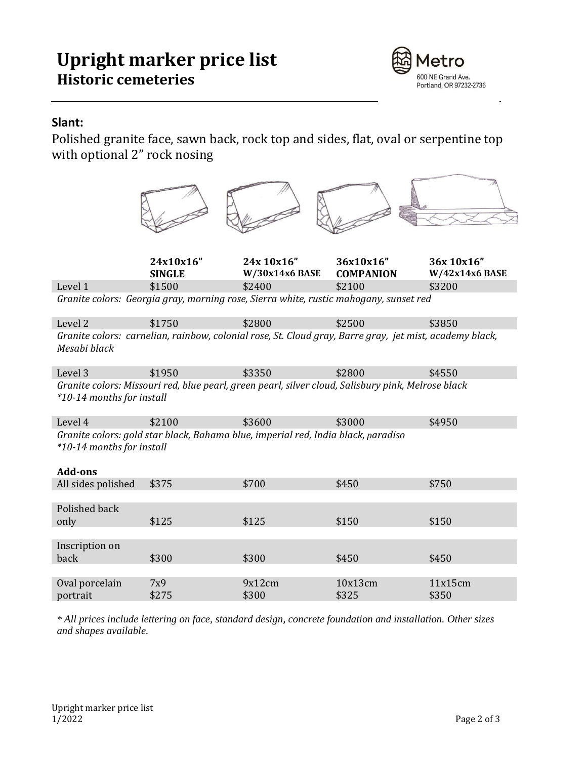# Upright marker price list
## Historic cemeteries

Metro
600 NE Grand Ave.
Portland, OR 97232-2736

### Slant:

Polished granite face, sawn back, rock top and sides, flat, oval or serpentine top with optional 2" rock nosing

| | 24x10x16" SINGLE | 24x 10x16" W/30x14x6 BASE | 36x10x16" COMPANION | 36x 10x16" W/42x14x6 BASE |
|---|---|---|---|---|
| Level 1 | $1500 | $2400 | $2100 | $3200 |
| *Granite colors: Georgia gray, morning rose, Sierra white, rustic mahogany, sunset red* | | | | |
| Level 2 | $1750 | $2800 | $2500 | $3850 |
| *Granite colors: carnelian, rainbow, colonial rose, St. Cloud gray, Barre gray, jet mist, academy black, Mesabi black* | | | | |
| Level 3 | $1950 | $3350 | $2800 | $4550 |
| *Granite colors: Missouri red, blue pearl, green pearl, silver cloud, Salisbury pink, Melrose black \*10-14 months for install* | | | | |
| Level 4 | $2100 | $3600 | $3000 | $4950 |
| *Granite colors: gold star black, Bahama blue, imperial red, India black, paradiso \*10-14 months for install* | | | | |
| **Add-ons** | | | | |
| All sides polished | $375 | $700 | $450 | $750 |
| Polished back only | $125 | $125 | $150 | $150 |
| Inscription on back | $300 | $300 | $450 | $450 |
| Oval porcelain portrait | 7x9 $275 | 9x12cm $300 | 10x13cm $325 | 11x15cm $350 |

*\* All prices include lettering on face, standard design, concrete foundation and installation. Other sizes and shapes available.*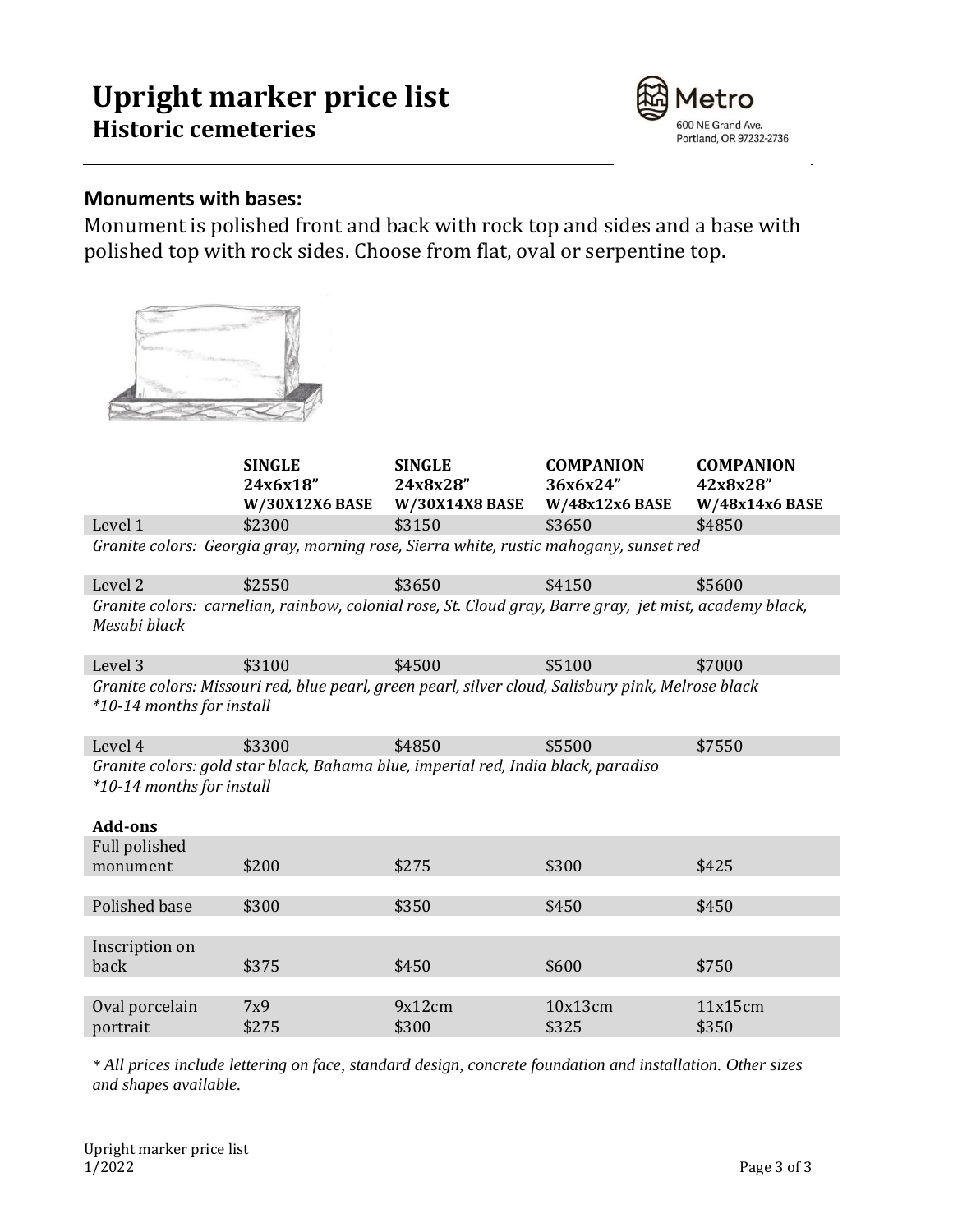# Upright marker price list
## Historic cemeteries

Metro
600 NE Grand Ave.
Portland, OR 97232-2736

### Monuments with bases:

Monument is polished front and back with rock top and sides and a base with polished top with rock sides. Choose from flat, oval or serpentine top.

| | SINGLE 24x6x18" W/30X12X6 BASE | SINGLE 24x8x28" W/30X14X8 BASE | COMPANION 36x6x24" W/48x12x6 BASE | COMPANION 42x8x28" W/48x14x6 BASE |
|---|---|---|---|---|
| Level 1 | $2300 | $3150 | $3650 | $4850 |
| *Granite colors: Georgia gray, morning rose, Sierra white, rustic mahogany, sunset red* | | | | |
| Level 2 | $2550 | $3650 | $4150 | $5600 |
| *Granite colors: carnelian, rainbow, colonial rose, St. Cloud gray, Barre gray, jet mist, academy black, Mesabi black* | | | | |
| Level 3 | $3100 | $4500 | $5100 | $7000 |
| *Granite colors: Missouri red, blue pearl, green pearl, silver cloud, Salisbury pink, Melrose black *10-14 months for install* | | | | |
| Level 4 | $3300 | $4850 | $5500 | $7550 |
| *Granite colors: gold star black, Bahama blue, imperial red, India black, paradiso *10-14 months for install* | | | | |
| **Add-ons** | | | | |
| Full polished monument | $200 | $275 | $300 | $425 |
| Polished base | $300 | $350 | $450 | $450 |
| Inscription on back | $375 | $450 | $600 | $750 |
| Oval porcelain portrait | 7x9 $275 | 9x12cm $300 | 10x13cm $325 | 11x15cm $350 |

*\* All prices include lettering on face, standard design, concrete foundation and installation. Other sizes and shapes available.*

Upright marker price list
1/2022